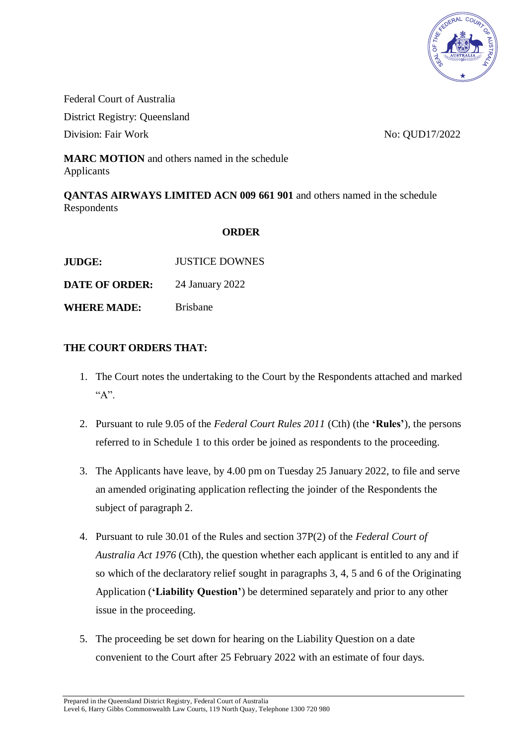Federal Court of Australia

District Registry: Queensland

Division: Fair Work No: QUD17/2022

**MARC MOTION** and others named in the schedule
Applicants

**QANTAS AIRWAYS LIMITED ACN 009 661 901** and others named in the schedule
Respondents

**ORDER**

| | |
|---|---|
| **JUDGE:** | JUSTICE DOWNES |
| **DATE OF ORDER:** | 24 January 2022 |
| **WHERE MADE:** | Brisbane |

**THE COURT ORDERS THAT:**

1. The Court notes the undertaking to the Court by the Respondents attached and marked "A".

2. Pursuant to rule 9.05 of the *Federal Court Rules 2011* (Cth) (the **'Rules'**), the persons referred to in Schedule 1 to this order be joined as respondents to the proceeding.

3. The Applicants have leave, by 4.00 pm on Tuesday 25 January 2022, to file and serve an amended originating application reflecting the joinder of the Respondents the subject of paragraph 2.

4. Pursuant to rule 30.01 of the Rules and section 37P(2) of the *Federal Court of Australia Act 1976* (Cth), the question whether each applicant is entitled to any and if so which of the declaratory relief sought in paragraphs 3, 4, 5 and 6 of the Originating Application (**'Liability Question'**) be determined separately and prior to any other issue in the proceeding.

5. The proceeding be set down for hearing on the Liability Question on a date convenient to the Court after 25 February 2022 with an estimate of four days.

Prepared in the Queensland District Registry, Federal Court of Australia
Level 6, Harry Gibbs Commonwealth Law Courts, 119 North Quay, Telephone 1300 720 980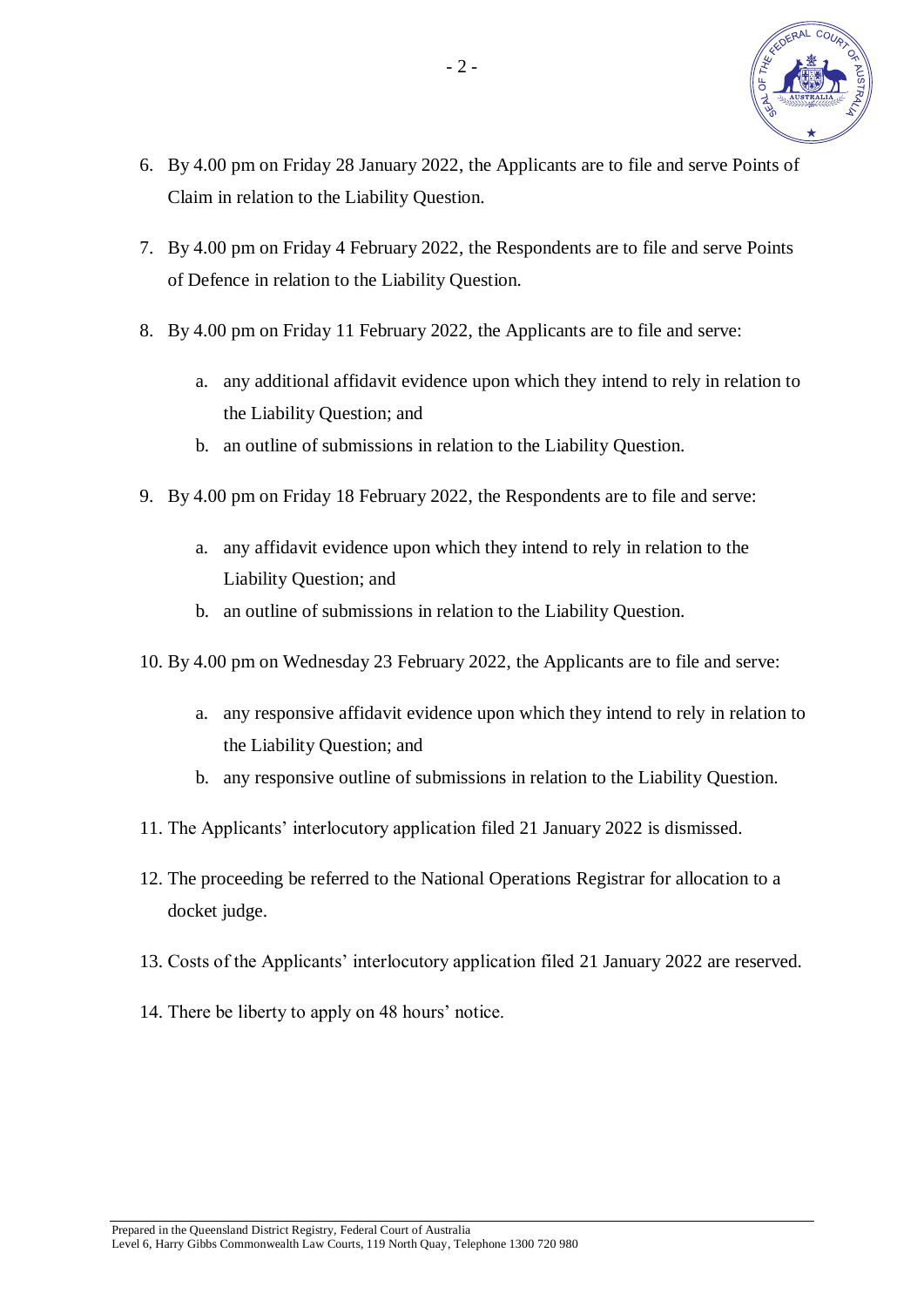6. By 4.00 pm on Friday 28 January 2022, the Applicants are to file and serve Points of Claim in relation to the Liability Question.

7. By 4.00 pm on Friday 4 February 2022, the Respondents are to file and serve Points of Defence in relation to the Liability Question.

8. By 4.00 pm on Friday 11 February 2022, the Applicants are to file and serve:

   a. any additional affidavit evidence upon which they intend to rely in relation to the Liability Question; and

   b. an outline of submissions in relation to the Liability Question.

9. By 4.00 pm on Friday 18 February 2022, the Respondents are to file and serve:

   a. any affidavit evidence upon which they intend to rely in relation to the Liability Question; and

   b. an outline of submissions in relation to the Liability Question.

10. By 4.00 pm on Wednesday 23 February 2022, the Applicants are to file and serve:

    a. any responsive affidavit evidence upon which they intend to rely in relation to the Liability Question; and

    b. any responsive outline of submissions in relation to the Liability Question.

11. The Applicants' interlocutory application filed 21 January 2022 is dismissed.

12. The proceeding be referred to the National Operations Registrar for allocation to a docket judge.

13. Costs of the Applicants' interlocutory application filed 21 January 2022 are reserved.

14. There be liberty to apply on 48 hours' notice.

Prepared in the Queensland District Registry, Federal Court of Australia
Level 6, Harry Gibbs Commonwealth Law Courts, 119 North Quay, Telephone 1300 720 980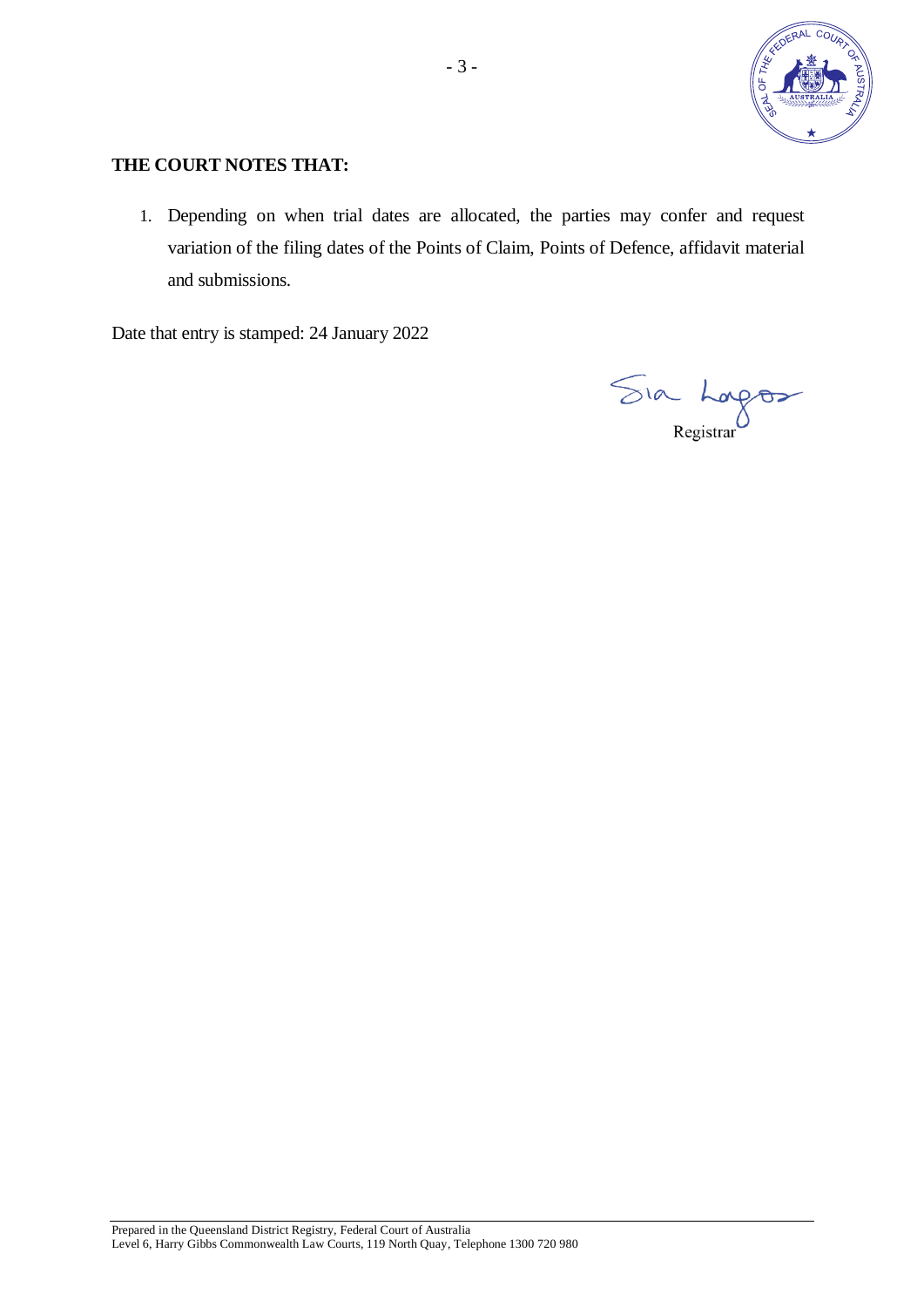**THE COURT NOTES THAT:**

1. Depending on when trial dates are allocated, the parties may confer and request variation of the filing dates of the Points of Claim, Points of Defence, affidavit material and submissions.

Date that entry is stamped: 24 January 2022

Registrar

Prepared in the Queensland District Registry, Federal Court of Australia
Level 6, Harry Gibbs Commonwealth Law Courts, 119 North Quay, Telephone 1300 720 980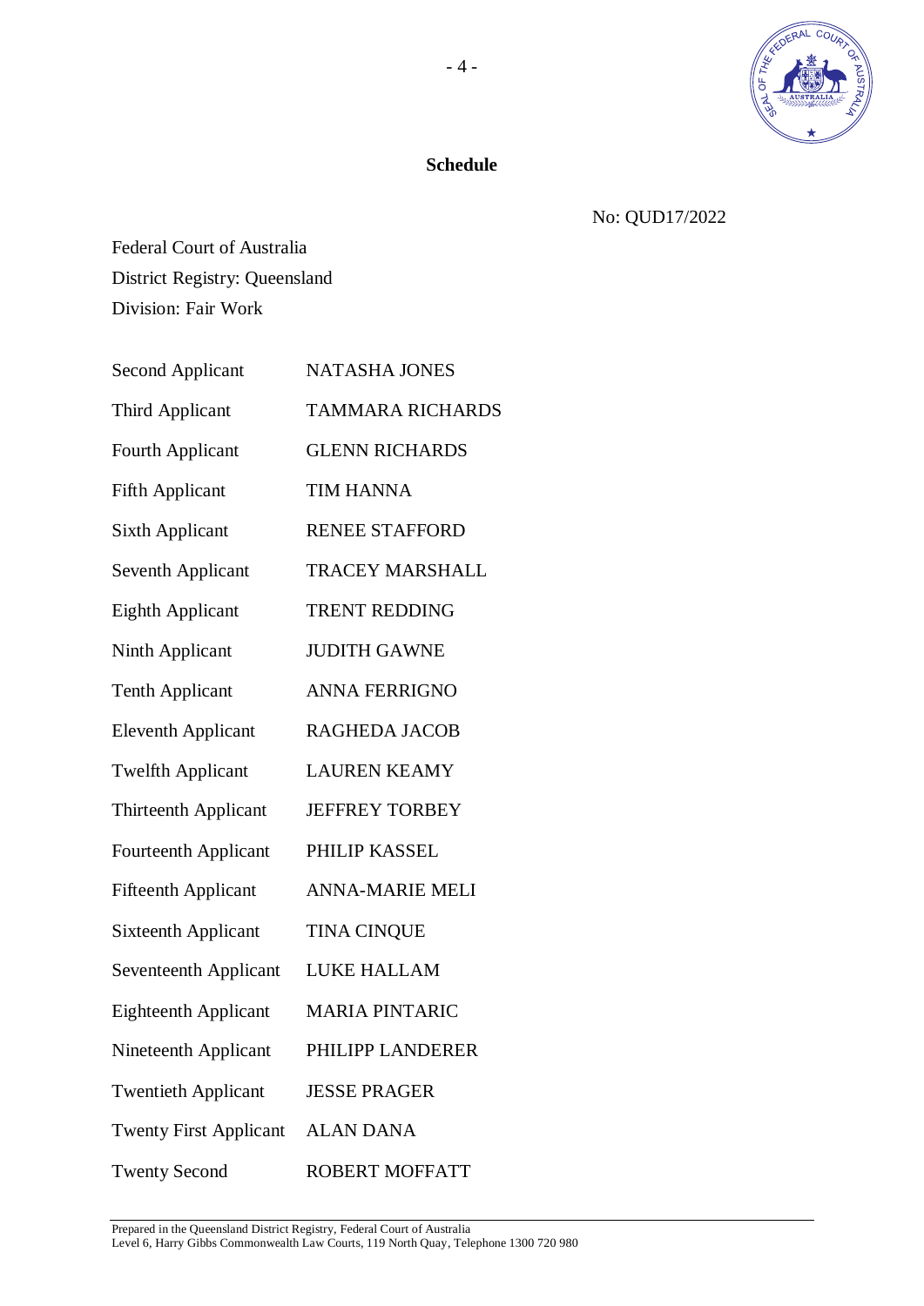**Schedule**

No: QUD17/2022

Federal Court of Australia
District Registry: Queensland
Division: Fair Work

| | |
|---|---|
| Second Applicant | NATASHA JONES |
| Third Applicant | TAMMARA RICHARDS |
| Fourth Applicant | GLENN RICHARDS |
| Fifth Applicant | TIM HANNA |
| Sixth Applicant | RENEE STAFFORD |
| Seventh Applicant | TRACEY MARSHALL |
| Eighth Applicant | TRENT REDDING |
| Ninth Applicant | JUDITH GAWNE |
| Tenth Applicant | ANNA FERRIGNO |
| Eleventh Applicant | RAGHEDA JACOB |
| Twelfth Applicant | LAUREN KEAMY |
| Thirteenth Applicant | JEFFREY TORBEY |
| Fourteenth Applicant | PHILIP KASSEL |
| Fifteenth Applicant | ANNA-MARIE MELI |
| Sixteenth Applicant | TINA CINQUE |
| Seventeenth Applicant | LUKE HALLAM |
| Eighteenth Applicant | MARIA PINTARIC |
| Nineteenth Applicant | PHILIPP LANDERER |
| Twentieth Applicant | JESSE PRAGER |
| Twenty First Applicant | ALAN DANA |
| Twenty Second | ROBERT MOFFATT |

Prepared in the Queensland District Registry, Federal Court of Australia
Level 6, Harry Gibbs Commonwealth Law Courts, 119 North Quay, Telephone 1300 720 980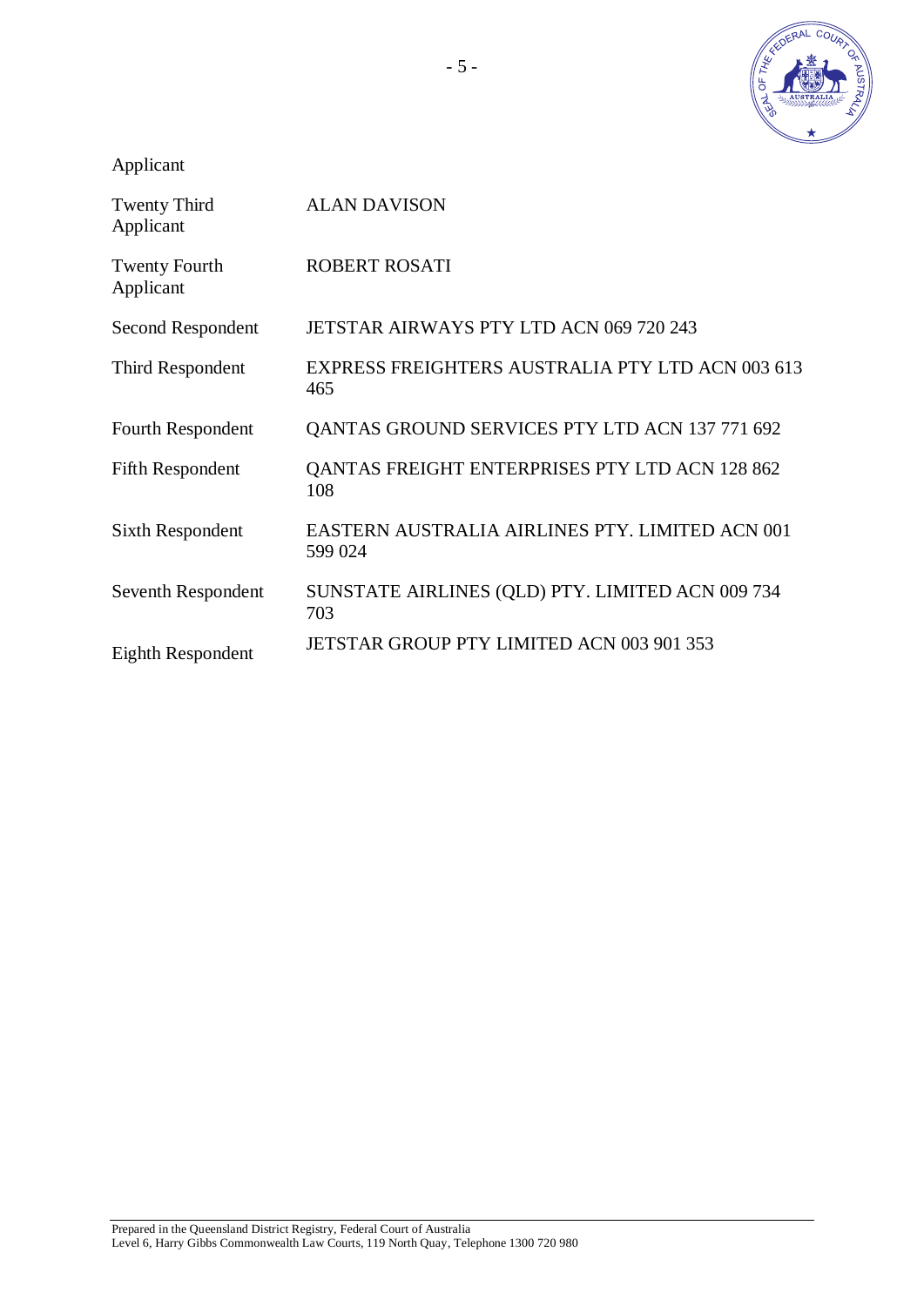Applicant

| | |
|---|---|
| Twenty Third Applicant | ALAN DAVISON |
| Twenty Fourth Applicant | ROBERT ROSATI |
| Second Respondent | JETSTAR AIRWAYS PTY LTD ACN 069 720 243 |
| Third Respondent | EXPRESS FREIGHTERS AUSTRALIA PTY LTD ACN 003 613 465 |
| Fourth Respondent | QANTAS GROUND SERVICES PTY LTD ACN 137 771 692 |
| Fifth Respondent | QANTAS FREIGHT ENTERPRISES PTY LTD ACN 128 862 108 |
| Sixth Respondent | EASTERN AUSTRALIA AIRLINES PTY. LIMITED ACN 001 599 024 |
| Seventh Respondent | SUNSTATE AIRLINES (QLD) PTY. LIMITED ACN 009 734 703 |
| Eighth Respondent | JETSTAR GROUP PTY LIMITED ACN 003 901 353 |

Prepared in the Queensland District Registry, Federal Court of Australia
Level 6, Harry Gibbs Commonwealth Law Courts, 119 North Quay, Telephone 1300 720 980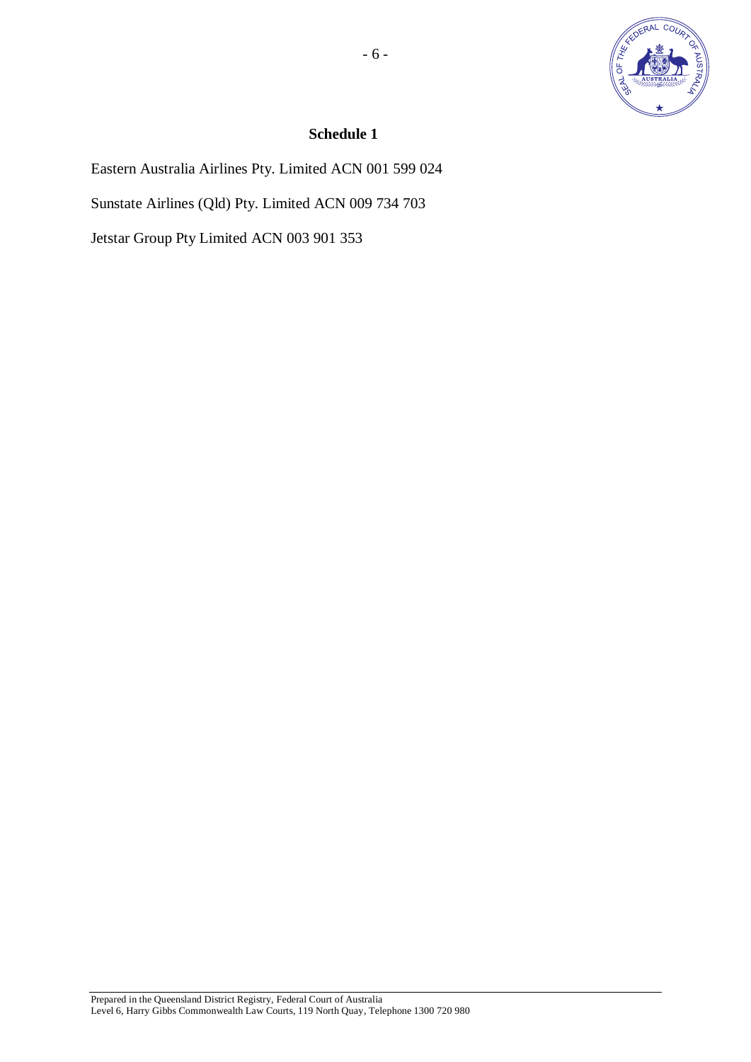# Schedule 1

Eastern Australia Airlines Pty. Limited ACN 001 599 024

Sunstate Airlines (Qld) Pty. Limited ACN 009 734 703

Jetstar Group Pty Limited ACN 003 901 353

Prepared in the Queensland District Registry, Federal Court of Australia
Level 6, Harry Gibbs Commonwealth Law Courts, 119 North Quay, Telephone 1300 720 980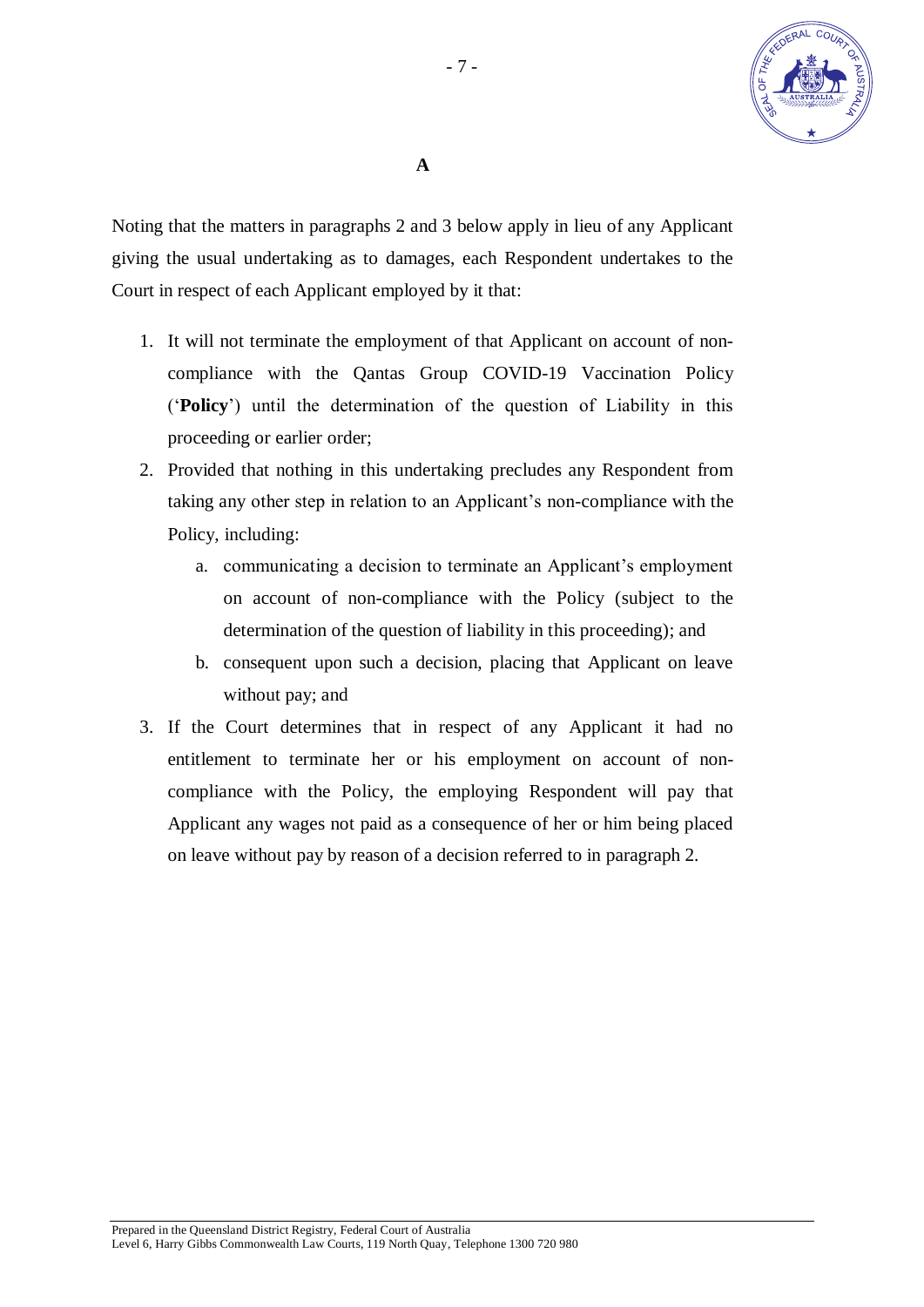**A**

Noting that the matters in paragraphs 2 and 3 below apply in lieu of any Applicant giving the usual undertaking as to damages, each Respondent undertakes to the Court in respect of each Applicant employed by it that:

1. It will not terminate the employment of that Applicant on account of non-compliance with the Qantas Group COVID-19 Vaccination Policy ('**Policy**') until the determination of the question of Liability in this proceeding or earlier order;
2. Provided that nothing in this undertaking precludes any Respondent from taking any other step in relation to an Applicant's non-compliance with the Policy, including:
   a. communicating a decision to terminate an Applicant's employment on account of non-compliance with the Policy (subject to the determination of the question of liability in this proceeding); and
   b. consequent upon such a decision, placing that Applicant on leave without pay; and
3. If the Court determines that in respect of any Applicant it had no entitlement to terminate her or his employment on account of non-compliance with the Policy, the employing Respondent will pay that Applicant any wages not paid as a consequence of her or him being placed on leave without pay by reason of a decision referred to in paragraph 2.

Prepared in the Queensland District Registry, Federal Court of Australia
Level 6, Harry Gibbs Commonwealth Law Courts, 119 North Quay, Telephone 1300 720 980